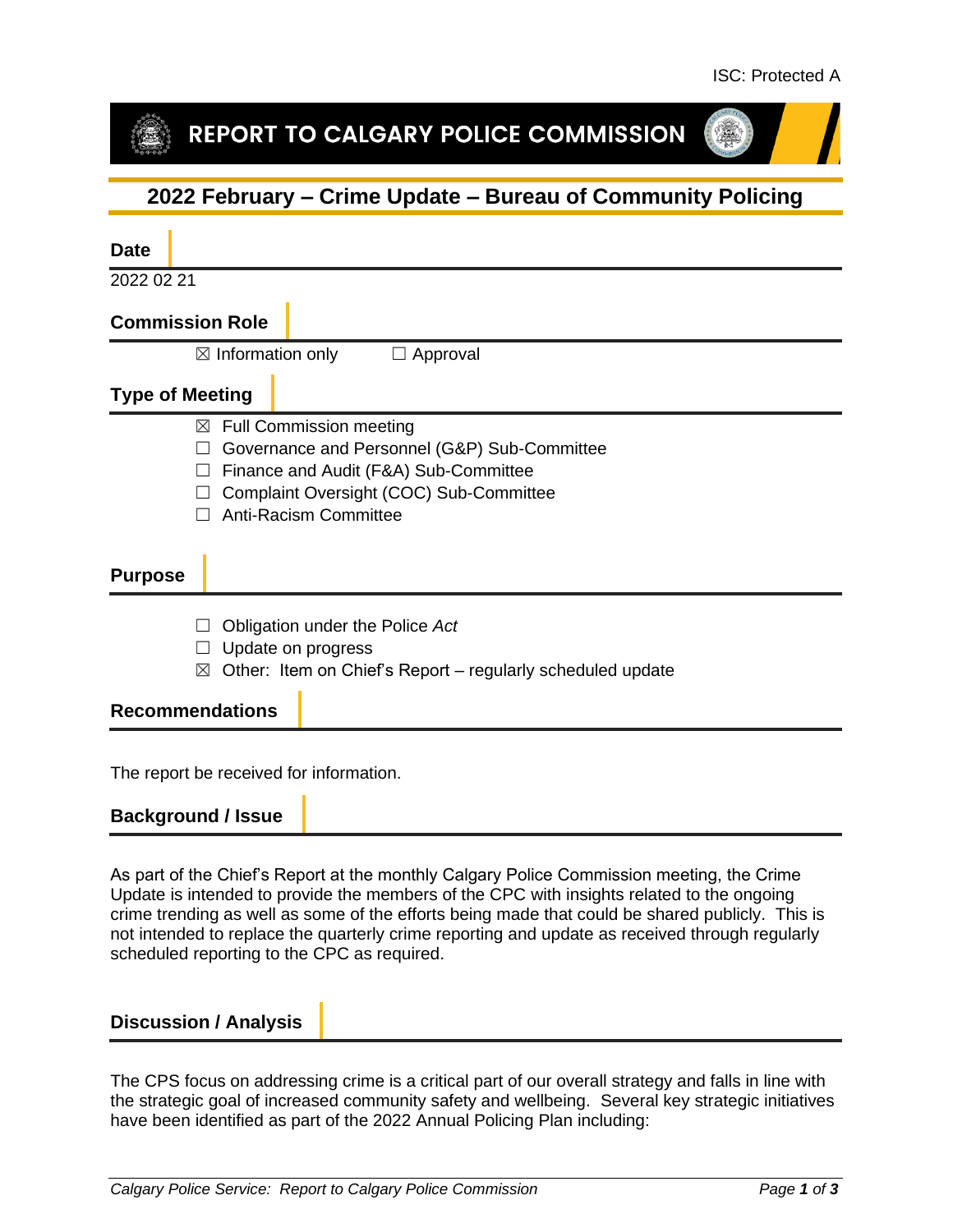ISC: Protected A

# REPORT TO CALGARY POLICE COMMISSION

## 2022 February – Crime Update – Bureau of Community Policing

### Date

2022 02 21

### Commission Role

☒ Information only ☐ Approval

### Type of Meeting

☒ Full Commission meeting
☐ Governance and Personnel (G&P) Sub-Committee
☐ Finance and Audit (F&A) Sub-Committee
☐ Complaint Oversight (COC) Sub-Committee
☐ Anti-Racism Committee

### Purpose

☐ Obligation under the Police *Act*
☐ Update on progress
☒ Other: Item on Chief's Report – regularly scheduled update

### Recommendations

The report be received for information.

### Background / Issue

As part of the Chief's Report at the monthly Calgary Police Commission meeting, the Crime Update is intended to provide the members of the CPC with insights related to the ongoing crime trending as well as some of the efforts being made that could be shared publicly. This is not intended to replace the quarterly crime reporting and update as received through regularly scheduled reporting to the CPC as required.

### Discussion / Analysis

The CPS focus on addressing crime is a critical part of our overall strategy and falls in line with the strategic goal of increased community safety and wellbeing. Several key strategic initiatives have been identified as part of the 2022 Annual Policing Plan including: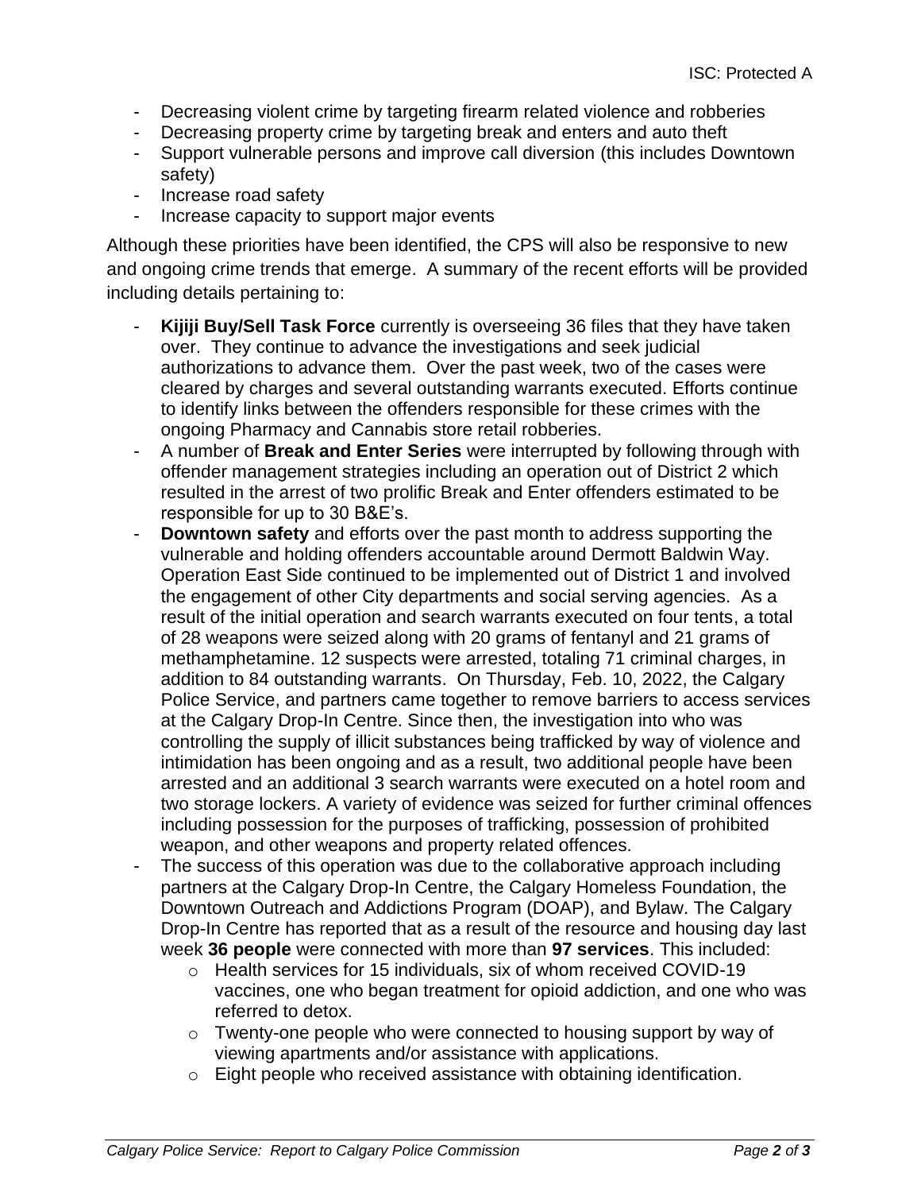- Decreasing violent crime by targeting firearm related violence and robberies
- Decreasing property crime by targeting break and enters and auto theft
- Support vulnerable persons and improve call diversion (this includes Downtown safety)
- Increase road safety
- Increase capacity to support major events

Although these priorities have been identified, the CPS will also be responsive to new and ongoing crime trends that emerge. A summary of the recent efforts will be provided including details pertaining to:

- **Kijiji Buy/Sell Task Force** currently is overseeing 36 files that they have taken over. They continue to advance the investigations and seek judicial authorizations to advance them. Over the past week, two of the cases were cleared by charges and several outstanding warrants executed. Efforts continue to identify links between the offenders responsible for these crimes with the ongoing Pharmacy and Cannabis store retail robberies.
- A number of **Break and Enter Series** were interrupted by following through with offender management strategies including an operation out of District 2 which resulted in the arrest of two prolific Break and Enter offenders estimated to be responsible for up to 30 B&E's.
- **Downtown safety** and efforts over the past month to address supporting the vulnerable and holding offenders accountable around Dermott Baldwin Way. Operation East Side continued to be implemented out of District 1 and involved the engagement of other City departments and social serving agencies. As a result of the initial operation and search warrants executed on four tents, a total of 28 weapons were seized along with 20 grams of fentanyl and 21 grams of methamphetamine. 12 suspects were arrested, totaling 71 criminal charges, in addition to 84 outstanding warrants. On Thursday, Feb. 10, 2022, the Calgary Police Service, and partners came together to remove barriers to access services at the Calgary Drop-In Centre. Since then, the investigation into who was controlling the supply of illicit substances being trafficked by way of violence and intimidation has been ongoing and as a result, two additional people have been arrested and an additional 3 search warrants were executed on a hotel room and two storage lockers. A variety of evidence was seized for further criminal offences including possession for the purposes of trafficking, possession of prohibited weapon, and other weapons and property related offences.
- The success of this operation was due to the collaborative approach including partners at the Calgary Drop-In Centre, the Calgary Homeless Foundation, the Downtown Outreach and Addictions Program (DOAP), and Bylaw. The Calgary Drop-In Centre has reported that as a result of the resource and housing day last week **36 people** were connected with more than **97 services**. This included:
    - Health services for 15 individuals, six of whom received COVID-19 vaccines, one who began treatment for opioid addiction, and one who was referred to detox.
    - Twenty-one people who were connected to housing support by way of viewing apartments and/or assistance with applications.
    - Eight people who received assistance with obtaining identification.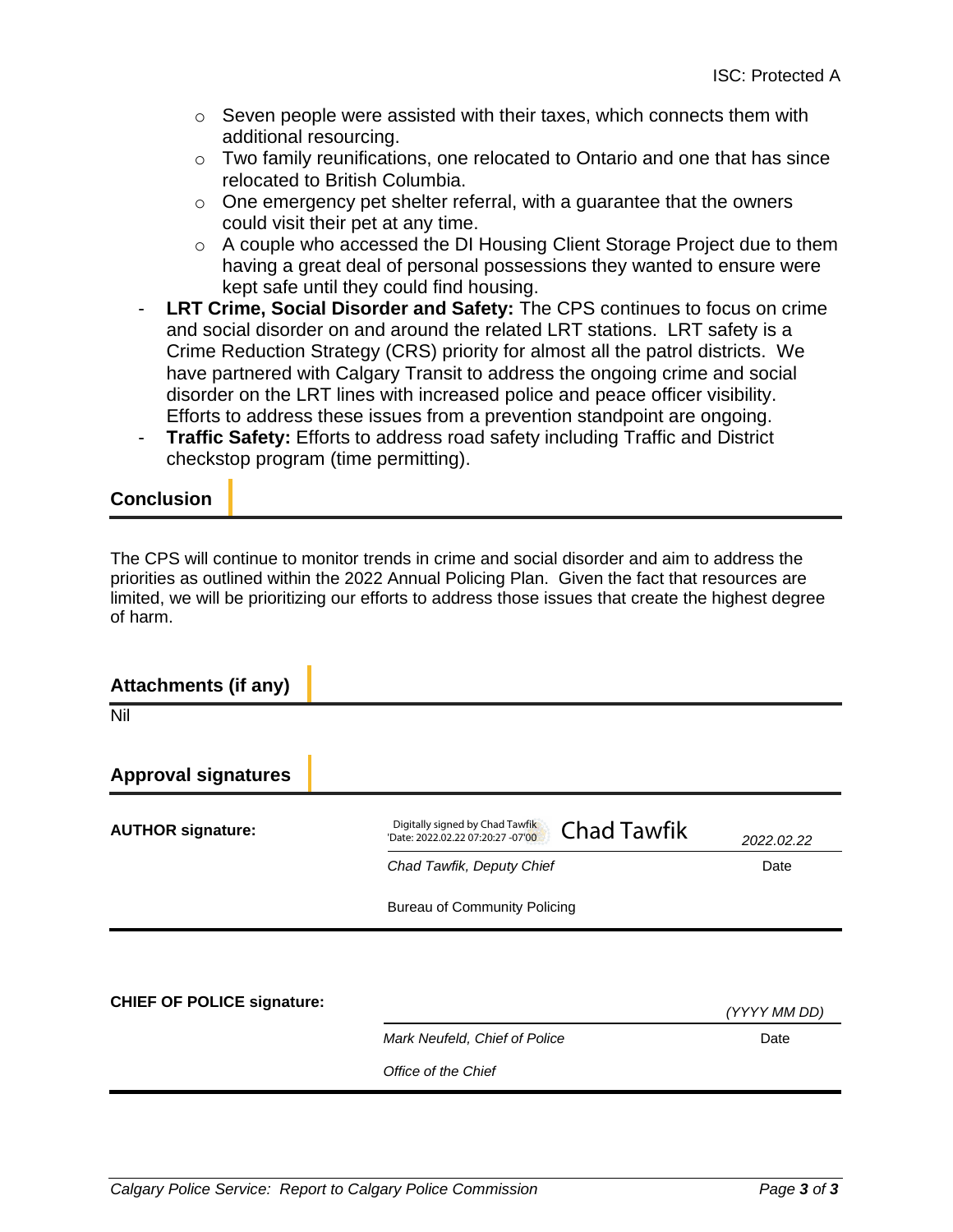- Seven people were assisted with their taxes, which connects them with additional resourcing.
  - Two family reunifications, one relocated to Ontario and one that has since relocated to British Columbia.
  - One emergency pet shelter referral, with a guarantee that the owners could visit their pet at any time.
  - A couple who accessed the DI Housing Client Storage Project due to them having a great deal of personal possessions they wanted to ensure were kept safe until they could find housing.
- **LRT Crime, Social Disorder and Safety:** The CPS continues to focus on crime and social disorder on and around the related LRT stations. LRT safety is a Crime Reduction Strategy (CRS) priority for almost all the patrol districts. We have partnered with Calgary Transit to address the ongoing crime and social disorder on the LRT lines with increased police and peace officer visibility. Efforts to address these issues from a prevention standpoint are ongoing.
- **Traffic Safety:** Efforts to address road safety including Traffic and District checkstop program (time permitting).

## Conclusion

The CPS will continue to monitor trends in crime and social disorder and aim to address the priorities as outlined within the 2022 Annual Policing Plan. Given the fact that resources are limited, we will be prioritizing our efforts to address those issues that create the highest degree of harm.

## Attachments (if any)

Nil

## Approval signatures

**AUTHOR signature:**

Digitally signed by Chad Tawfik
'Date: 2022.02.22 07:20:27 -07'00'
Chad Tawfik

*2022.02.22*

*Chad Tawfik, Deputy Chief* — Date

Bureau of Community Policing

**CHIEF OF POLICE signature:**

*(YYYY MM DD)*

*Mark Neufeld, Chief of Police* — Date

*Office of the Chief*